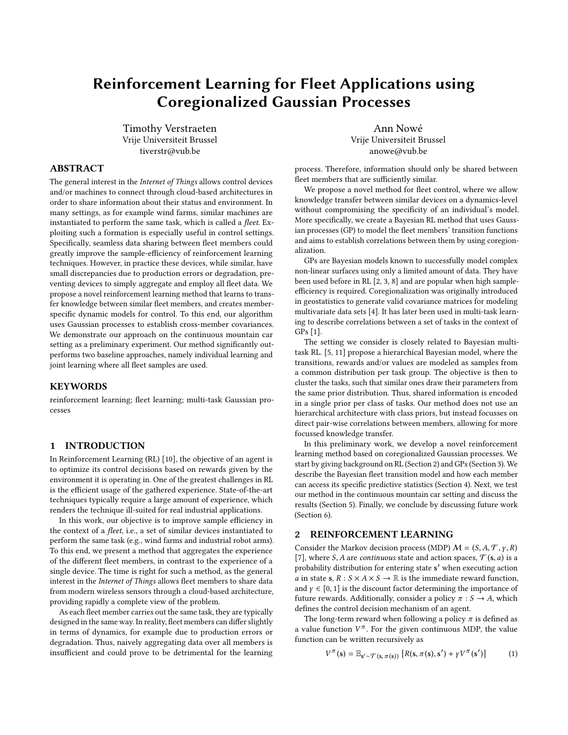# Reinforcement Learning for Fleet Applications using Coregionalized Gaussian Processes

Timothy Verstraeten
Vrije Universiteit Brussel
tiverstr@vub.be

Ann Nowé
Vrije Universiteit Brussel
anowe@vub.be

## ABSTRACT

The general interest in the *Internet of Things* allows control devices and/or machines to connect through cloud-based architectures in order to share information about their status and environment. In many settings, as for example wind farms, similar machines are instantiated to perform the same task, which is called a *fleet*. Exploiting such a formation is especially useful in control settings. Specifically, seamless data sharing between fleet members could greatly improve the sample-efficiency of reinforcement learning techniques. However, in practice these devices, while similar, have small discrepancies due to production errors or degradation, preventing devices to simply aggregate and employ all fleet data. We propose a novel reinforcement learning method that learns to transfer knowledge between similar fleet members, and creates member-specific dynamic models for control. To this end, our algorithm uses Gaussian processes to establish cross-member covariances. We demonstrate our approach on the continuous mountain car setting as a preliminary experiment. Our method significantly outperforms two baseline approaches, namely individual learning and joint learning where all fleet samples are used.

## KEYWORDS

reinforcement learning; fleet learning; multi-task Gaussian processes

## 1 INTRODUCTION

In Reinforcement Learning (RL) [10], the objective of an agent is to optimize its control decisions based on rewards given by the environment it is operating in. One of the greatest challenges in RL is the efficient usage of the gathered experience. State-of-the-art techniques typically require a large amount of experience, which renders the technique ill-suited for real industrial applications.

In this work, our objective is to improve sample efficiency in the context of a *fleet*, i.e., a set of similar devices instantiated to perform the same task (e.g., wind farms and industrial robot arms). To this end, we present a method that aggregates the experience of the different fleet members, in contrast to the experience of a single device. The time is right for such a method, as the general interest in the *Internet of Things* allows fleet members to share data from modern wireless sensors through a cloud-based architecture, providing rapidly a complete view of the problem.

As each fleet member carries out the same task, they are typically designed in the same way. In reality, fleet members can differ slightly in terms of dynamics, for example due to production errors or degradation. Thus, naively aggregating data over all members is insufficient and could prove to be detrimental for the learning process. Therefore, information should only be shared between fleet members that are sufficiently similar.

We propose a novel method for fleet control, where we allow knowledge transfer between similar devices on a dynamics-level without compromising the specificity of an individual's model. More specifically, we create a Bayesian RL method that uses Gaussian processes (GP) to model the fleet members' transition functions and aims to establish correlations between them by using coregionalization.

GPs are Bayesian models known to successfully model complex non-linear surfaces using only a limited amount of data. They have been used before in RL [2, 3, 8] and are popular when high sample-efficiency is required. Coregionalization was originally introduced in geostatistics to generate valid covariance matrices for modeling multivariate data sets [4]. It has later been used in multi-task learning to describe correlations between a set of tasks in the context of GPs [1].

The setting we consider is closely related to Bayesian multi-task RL. [5, 11] propose a hierarchical Bayesian model, where the transitions, rewards and/or values are modeled as samples from a common distribution per task group. The objective is then to cluster the tasks, such that similar ones draw their parameters from the same prior distribution. Thus, shared information is encoded in a single prior per class of tasks. Our method does not use an hierarchical architecture with class priors, but instead focusses on direct pair-wise correlations between members, allowing for more focussed knowledge transfer.

In this preliminary work, we develop a novel reinforcement learning method based on coregionalized Gaussian processes. We start by giving background on RL (Section 2) and GPs (Section 3). We describe the Bayesian fleet transition model and how each member can access its specific predictive statistics (Section 4). Next, we test our method in the continuous mountain car setting and discuss the results (Section 5). Finally, we conclude by discussing future work (Section 6).

## 2 REINFORCEMENT LEARNING

Consider the Markov decision process (MDP) $\mathcal{M} = (S, A, \mathcal{T}, \gamma, R)$ [7], where $S, A$ are *continuous* state and action spaces, $\mathcal{T}(\mathbf{s}, a)$ is a probability distribution for entering state $\mathbf{s}'$ when executing action $a$ in state $\mathbf{s}$, $R : S \times A \times S \to \mathbb{R}$ is the immediate reward function, and $\gamma \in [0, 1]$ is the discount factor determining the importance of future rewards. Additionally, consider a policy $\pi : S \to A$, which defines the control decision mechanism of an agent.

The long-term reward when following a policy $\pi$ is defined as a value function $V^\pi$. For the given continuous MDP, the value function can be written recursively as

$$V^\pi(\mathbf{s}) = \mathbb{E}_{\mathbf{s}' \sim \mathcal{T}(\mathbf{s}, \pi(\mathbf{s}))} \left[ R(\mathbf{s}, \pi(\mathbf{s}), \mathbf{s}') + \gamma V^\pi(\mathbf{s}') \right] \tag{1}$$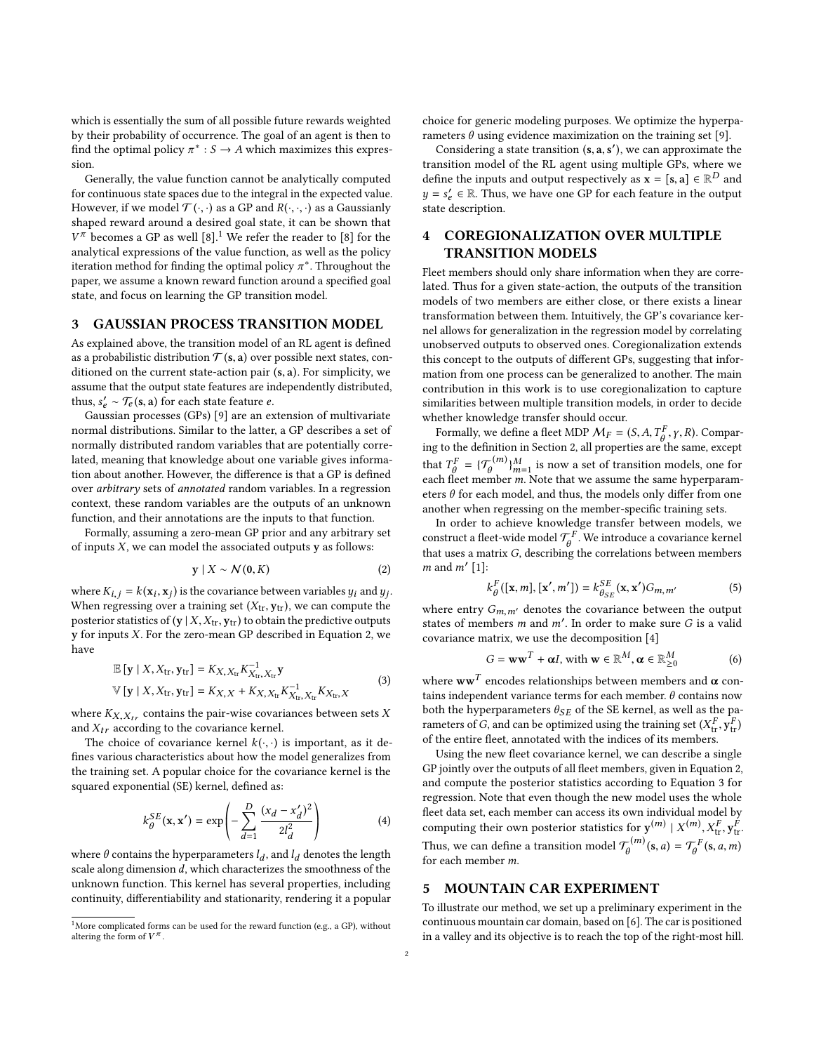which is essentially the sum of all possible future rewards weighted by their probability of occurrence. The goal of an agent is then to find the optimal policy $\pi^* : S \rightarrow A$ which maximizes this expression.

Generally, the value function cannot be analytically computed for continuous state spaces due to the integral in the expected value. However, if we model $\mathcal{T}(\cdot, \cdot)$ as a GP and $R(\cdot, \cdot, \cdot)$ as a Gaussianly shaped reward around a desired goal state, it can be shown that $V^\pi$ becomes a GP as well [8].[1] We refer the reader to [8] for the analytical expressions of the value function, as well as the policy iteration method for finding the optimal policy $\pi^*$. Throughout the paper, we assume a known reward function around a specified goal state, and focus on learning the GP transition model.

## 3 GAUSSIAN PROCESS TRANSITION MODEL

As explained above, the transition model of an RL agent is defined as a probabilistic distribution $\mathcal{T}(\mathbf{s}, \mathbf{a})$ over possible next states, conditioned on the current state-action pair $(\mathbf{s}, \mathbf{a})$. For simplicity, we assume that the output state features are independently distributed, thus, $s'_e \sim \mathcal{T}_e(\mathbf{s}, \mathbf{a})$ for each state feature $e$.

Gaussian processes (GPs) [9] are an extension of multivariate normal distributions. Similar to the latter, a GP describes a set of normally distributed random variables that are potentially correlated, meaning that knowledge about one variable gives information about another. However, the difference is that a GP is defined over *arbitrary* sets of *annotated* random variables. In a regression context, these random variables are the outputs of an unknown function, and their annotations are the inputs to that function.

Formally, assuming a zero-mean GP prior and any arbitrary set of inputs $X$, we can model the associated outputs $\mathbf{y}$ as follows:

$$\mathbf{y} \mid X \sim \mathcal{N}(\mathbf{0}, K) \tag{2}$$

where $K_{i,j} = k(\mathbf{x}_i, \mathbf{x}_j)$ is the covariance between variables $y_i$ and $y_j$. When regressing over a training set $(X_{\text{tr}}, \mathbf{y}_{\text{tr}})$, we can compute the posterior statistics of $(\mathbf{y} \mid X, X_{\text{tr}}, \mathbf{y}_{\text{tr}})$ to obtain the predictive outputs $\mathbf{y}$ for inputs $X$. For the zero-mean GP described in Equation 2, we have

$$\begin{aligned}
\mathbb{E}[\mathbf{y} \mid X, X_{\text{tr}}, \mathbf{y}_{\text{tr}}] &= K_{X,X_{\text{tr}}} K^{-1}_{X_{\text{tr}},X_{\text{tr}}} \mathbf{y} \\
\mathbb{V}[\mathbf{y} \mid X, X_{\text{tr}}, \mathbf{y}_{\text{tr}}] &= K_{X,X} + K_{X,X_{\text{tr}}} K^{-1}_{X_{\text{tr}},X_{\text{tr}}} K_{X_{\text{tr}},X}
\end{aligned} \tag{3}$$

where $K_{X,X_{tr}}$ contains the pair-wise covariances between sets $X$ and $X_{tr}$ according to the covariance kernel.

The choice of covariance kernel $k(\cdot, \cdot)$ is important, as it defines various characteristics about how the model generalizes from the training set. A popular choice for the covariance kernel is the squared exponential (SE) kernel, defined as:

$$k^{SE}_\theta(\mathbf{x}, \mathbf{x'}) = \exp\left(-\sum_{d=1}^{D} \frac{(x_d - x'_d)^2}{2l_d^2}\right) \tag{4}$$

where $\theta$ contains the hyperparameters $l_d$, and $l_d$ denotes the length scale along dimension $d$, which characterizes the smoothness of the unknown function. This kernel has several properties, including continuity, differentiability and stationarity, rendering it a popular choice for generic modeling purposes. We optimize the hyperparameters $\theta$ using evidence maximization on the training set [9].

Considering a state transition $(\mathbf{s}, \mathbf{a}, \mathbf{s'})$, we can approximate the transition model of the RL agent using multiple GPs, where we define the inputs and output respectively as $\mathbf{x} = [\mathbf{s}, \mathbf{a}] \in \mathbb{R}^D$ and $y = s'_e \in \mathbb{R}$. Thus, we have one GP for each feature in the output state description.

## 4 COREGIONALIZATION OVER MULTIPLE TRANSITION MODELS

Fleet members should only share information when they are correlated. Thus for a given state-action, the outputs of the transition models of two members are either close, or there exists a linear transformation between them. Intuitively, the GP's covariance kernel allows for generalization in the regression model by correlating unobserved outputs to observed ones. Coregionalization extends this concept to the outputs of different GPs, suggesting that information from one process can be generalized to another. The main contribution in this work is to use coregionalization to capture similarities between multiple transition models, in order to decide whether knowledge transfer should occur.

Formally, we define a fleet MDP $\mathcal{M}_F = (S, A, T^F_\theta, \gamma, R)$. Comparing to the definition in Section 2, all properties are the same, except that $T^F_\theta = \{\mathcal{T}^{(m)}_\theta\}^M_{m=1}$ is now a set of transition models, one for each fleet member $m$. Note that we assume the same hyperparameters $\theta$ for each model, and thus, the models only differ from one another when regressing on the member-specific training sets.

In order to achieve knowledge transfer between models, we construct a fleet-wide model $\mathcal{T}^F_\theta$. We introduce a covariance kernel that uses a matrix $G$, describing the correlations between members $m$ and $m'$ [1]:

$$k^F_\theta([\mathbf{x}, m], [\mathbf{x'}, m']) = k^{SE}_{\theta_{SE}}(\mathbf{x}, \mathbf{x'}) G_{m,m'} \tag{5}$$

where entry $G_{m,m'}$ denotes the covariance between the output states of members $m$ and $m'$. In order to make sure $G$ is a valid covariance matrix, we use the decomposition [4]

$$G = \mathbf{w}\mathbf{w}^T + \boldsymbol{\alpha} I, \text{ with } \mathbf{w} \in \mathbb{R}^M, \boldsymbol{\alpha} \in \mathbb{R}^M_{\geq 0} \tag{6}$$

where $\mathbf{w}\mathbf{w}^T$ encodes relationships between members and $\boldsymbol{\alpha}$ contains independent variance terms for each member. $\theta$ contains now both the hyperparameters $\theta_{SE}$ of the SE kernel, as well as the parameters of $G$, and can be optimized using the training set $(X^F_{\text{tr}}, \mathbf{y}^F_{\text{tr}})$ of the entire fleet, annotated with the indices of its members.

Using the new fleet covariance kernel, we can describe a single GP jointly over the outputs of all fleet members, given in Equation 2, and compute the posterior statistics according to Equation 3 for regression. Note that even though the new model uses the whole fleet data set, each member can access its own individual model by computing their own posterior statistics for $\mathbf{y}^{(m)} \mid X^{(m)}, X^F_{\text{tr}}, \mathbf{y}^F_{\text{tr}}$. Thus, we can define a transition model $\mathcal{T}^{(m)}_\theta(\mathbf{s}, a) = \mathcal{T}^F_\theta(\mathbf{s}, a, m)$ for each member $m$.

## 5 MOUNTAIN CAR EXPERIMENT

To illustrate our method, we set up a preliminary experiment in the continuous mountain car domain, based on [6]. The car is positioned in a valley and its objective is to reach the top of the right-most hill.

[1] More complicated forms can be used for the reward function (e.g., a GP), without altering the form of $V^\pi$.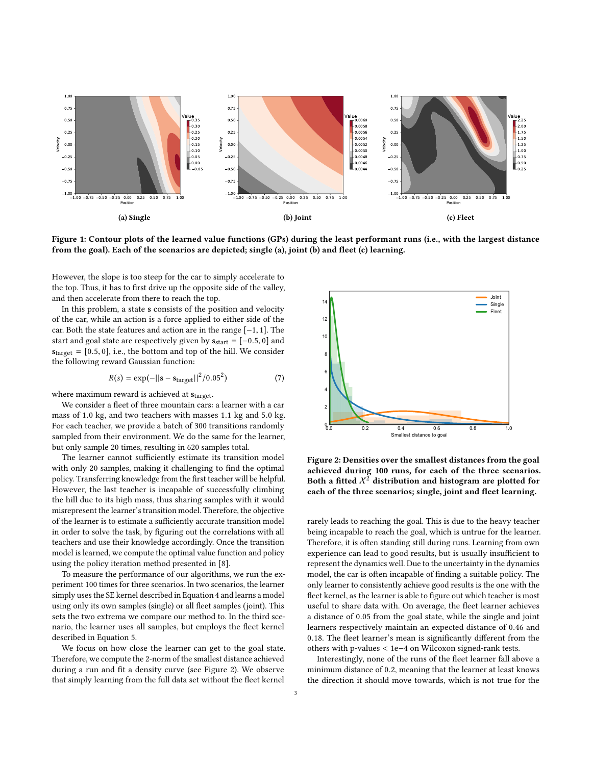(a) Single

(b) Joint

(c) Fleet

**Figure 1: Contour plots of the learned value functions (GPs) during the least performant runs (i.e., with the largest distance from the goal). Each of the scenarios are depicted; single (a), joint (b) and fleet (c) learning.**

However, the slope is too steep for the car to simply accelerate to the top. Thus, it has to first drive up the opposite side of the valley, and then accelerate from there to reach the top.

In this problem, a state $\mathbf{s}$ consists of the position and velocity of the car, while an action is a force applied to either side of the car. Both the state features and action are in the range $[-1, 1]$. The start and goal state are respectively given by $\mathbf{s}_{\text{start}} = [-0.5, 0]$ and $\mathbf{s}_{\text{target}} = [0.5, 0]$, i.e., the bottom and top of the hill. We consider the following reward Gaussian function:

$$R(s) = \exp(-||\mathbf{s} - \mathbf{s}_{\text{target}}||^2/0.05^2) \tag{7}$$

where maximum reward is achieved at $\mathbf{s}_{\text{target}}$.

We consider a fleet of three mountain cars: a learner with a car mass of 1.0 kg, and two teachers with masses 1.1 kg and 5.0 kg. For each teacher, we provide a batch of 300 transitions randomly sampled from their environment. We do the same for the learner, but only sample 20 times, resulting in 620 samples total.

The learner cannot sufficiently estimate its transition model with only 20 samples, making it challenging to find the optimal policy. Transferring knowledge from the first teacher will be helpful. However, the last teacher is incapable of successfully climbing the hill due to its high mass, thus sharing samples with it would misrepresent the learner's transition model. Therefore, the objective of the learner is to estimate a sufficiently accurate transition model in order to solve the task, by figuring out the correlations with all teachers and use their knowledge accordingly. Once the transition model is learned, we compute the optimal value function and policy using the policy iteration method presented in [8].

To measure the performance of our algorithms, we run the experiment 100 times for three scenarios. In two scenarios, the learner simply uses the SE kernel described in Equation 4 and learns a model using only its own samples (single) or all fleet samples (joint). This sets the two extrema we compare our method to. In the third scenario, the learner uses all samples, but employs the fleet kernel described in Equation 5.

We focus on how close the learner can get to the goal state. Therefore, we compute the 2-norm of the smallest distance achieved during a run and fit a density curve (see Figure 2). We observe that simply learning from the full data set without the fleet kernel

**Figure 2: Densities over the smallest distances from the goal achieved during 100 runs, for each of the three scenarios. Both a fitted $X^2$ distribution and histogram are plotted for each of the three scenarios; single, joint and fleet learning.**

rarely leads to reaching the goal. This is due to the heavy teacher being incapable to reach the goal, which is untrue for the learner. Therefore, it is often standing still during runs. Learning from own experience can lead to good results, but is usually insufficient to represent the dynamics well. Due to the uncertainty in the dynamics model, the car is often incapable of finding a suitable policy. The only learner to consistently achieve good results is the one with the fleet kernel, as the learner is able to figure out which teacher is most useful to share data with. On average, the fleet learner achieves a distance of 0.05 from the goal state, while the single and joint learners respectively maintain an expected distance of 0.46 and 0.18. The fleet learner's mean is significantly different from the others with p-values $< 1e{-4}$ on Wilcoxon signed-rank tests.

Interestingly, none of the runs of the fleet learner fall above a minimum distance of 0.2, meaning that the learner at least knows the direction it should move towards, which is not true for the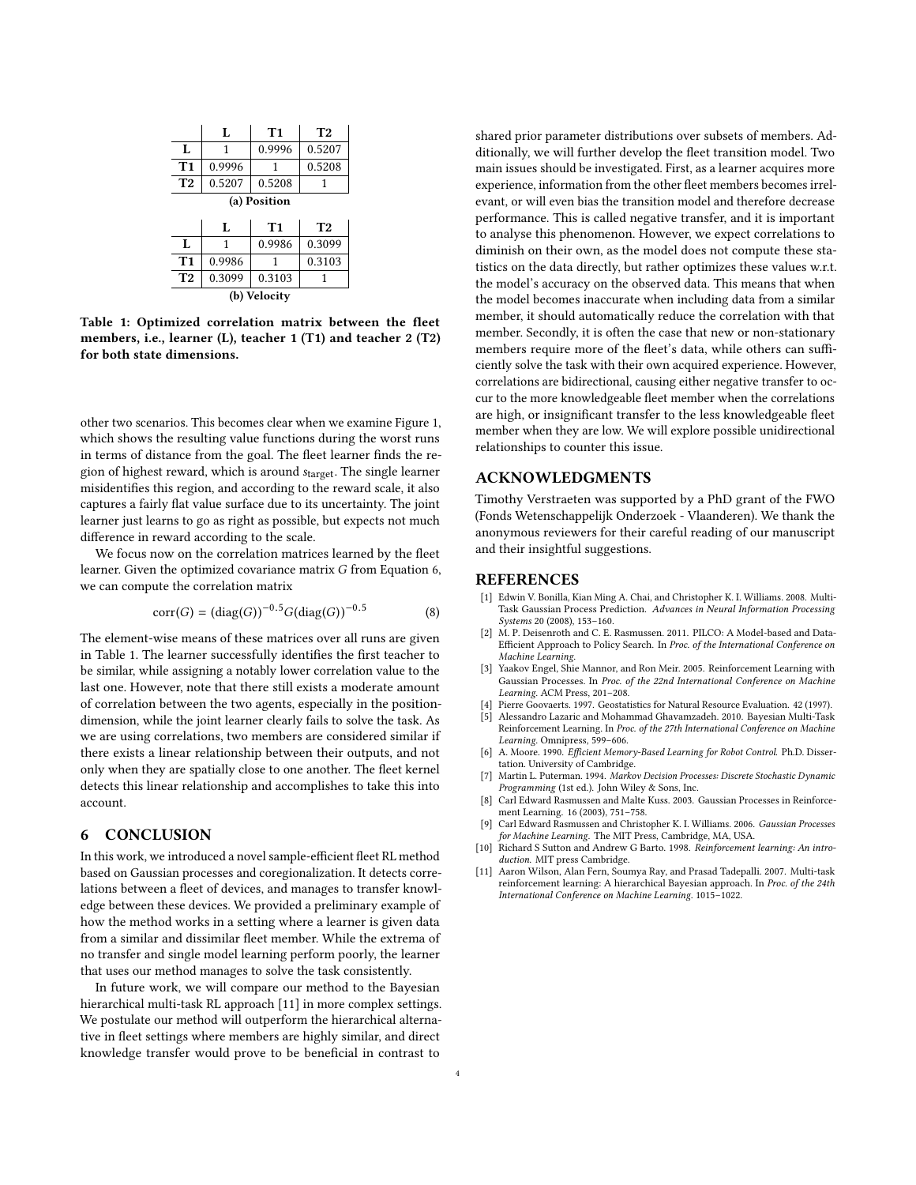|  | L | T1 | T2 |
| --- | --- | --- | --- |
| **L** | 1 | 0.9996 | 0.5207 |
| **T1** | 0.9996 | 1 | 0.5208 |
| **T2** | 0.5207 | 0.5208 | 1 |

**(a) Position**

|  | L | T1 | T2 |
| --- | --- | --- | --- |
| **L** | 1 | 0.9986 | 0.3099 |
| **T1** | 0.9986 | 1 | 0.3103 |
| **T2** | 0.3099 | 0.3103 | 1 |

**(b) Velocity**

**Table 1: Optimized correlation matrix between the fleet members, i.e., learner (L), teacher 1 (T1) and teacher 2 (T2) for both state dimensions.**

other two scenarios. This becomes clear when we examine Figure 1, which shows the resulting value functions during the worst runs in terms of distance from the goal. The fleet learner finds the region of highest reward, which is around $s_{\text{target}}$. The single learner misidentifies this region, and according to the reward scale, it also captures a fairly flat value surface due to its uncertainty. The joint learner just learns to go as right as possible, but expects not much difference in reward according to the scale.

We focus now on the correlation matrices learned by the fleet learner. Given the optimized covariance matrix $G$ from Equation 6, we can compute the correlation matrix

$$\text{corr}(G) = (\text{diag}(G))^{-0.5} G (\text{diag}(G))^{-0.5} \tag{8}$$

The element-wise means of these matrices over all runs are given in Table 1. The learner successfully identifies the first teacher to be similar, while assigning a notably lower correlation value to the last one. However, note that there still exists a moderate amount of correlation between the two agents, especially in the position-dimension, while the joint learner clearly fails to solve the task. As we are using correlations, two members are considered similar if there exists a linear relationship between their outputs, and not only when they are spatially close to one another. The fleet kernel detects this linear relationship and accomplishes to take this into account.

## 6 CONCLUSION

In this work, we introduced a novel sample-efficient fleet RL method based on Gaussian processes and coregionalization. It detects correlations between a fleet of devices, and manages to transfer knowledge between these devices. We provided a preliminary example of how the method works in a setting where a learner is given data from a similar and dissimilar fleet member. While the extrema of no transfer and single model learning perform poorly, the learner that uses our method manages to solve the task consistently.

In future work, we will compare our method to the Bayesian hierarchical multi-task RL approach [11] in more complex settings. We postulate our method will outperform the hierarchical alternative in fleet settings where members are highly similar, and direct knowledge transfer would prove to be beneficial in contrast to shared prior parameter distributions over subsets of members. Additionally, we will further develop the fleet transition model. Two main issues should be investigated. First, as a learner acquires more experience, information from the other fleet members becomes irrelevant, or will even bias the transition model and therefore decrease performance. This is called negative transfer, and it is important to analyse this phenomenon. However, we expect correlations to diminish on their own, as the model does not compute these statistics on the data directly, but rather optimizes these values w.r.t. the model's accuracy on the observed data. This means that when the model becomes inaccurate when including data from a similar member, it should automatically reduce the correlation with that member. Secondly, it is often the case that new or non-stationary members require more of the fleet's data, while others can sufficiently solve the task with their own acquired experience. However, correlations are bidirectional, causing either negative transfer to occur to the more knowledgeable fleet member when the correlations are high, or insignificant transfer to the less knowledgeable fleet member when they are low. We will explore possible unidirectional relationships to counter this issue.

## ACKNOWLEDGMENTS

Timothy Verstraeten was supported by a PhD grant of the FWO (Fonds Wetenschappelijk Onderzoek - Vlaanderen). We thank the anonymous reviewers for their careful reading of our manuscript and their insightful suggestions.

## REFERENCES

[1] Edwin V. Bonilla, Kian Ming A. Chai, and Christopher K. I. Williams. 2008. Multi-Task Gaussian Process Prediction. *Advances in Neural Information Processing Systems* 20 (2008), 153–160.

[2] M. P. Deisenroth and C. E. Rasmussen. 2011. PILCO: A Model-based and Data-Efficient Approach to Policy Search. In *Proc. of the International Conference on Machine Learning*.

[3] Yaakov Engel, Shie Mannor, and Ron Meir. 2005. Reinforcement Learning with Gaussian Processes. In *Proc. of the 22nd International Conference on Machine Learning*. ACM Press, 201–208.

[4] Pierre Goovaerts. 1997. Geostatistics for Natural Resource Evaluation. 42 (1997).

[5] Alessandro Lazaric and Mohammad Ghavamzadeh. 2010. Bayesian Multi-Task Reinforcement Learning. In *Proc. of the 27th International Conference on Machine Learning*. Omnipress, 599–606.

[6] A. Moore. 1990. *Efficient Memory-Based Learning for Robot Control*. Ph.D. Dissertation. University of Cambridge.

[7] Martin L. Puterman. 1994. *Markov Decision Processes: Discrete Stochastic Dynamic Programming* (1st ed.). John Wiley & Sons, Inc.

[8] Carl Edward Rasmussen and Malte Kuss. 2003. Gaussian Processes in Reinforcement Learning. 16 (2003), 751–758.

[9] Carl Edward Rasmussen and Christopher K. I. Williams. 2006. *Gaussian Processes for Machine Learning*. The MIT Press, Cambridge, MA, USA.

[10] Richard S Sutton and Andrew G Barto. 1998. *Reinforcement learning: An introduction*. MIT press Cambridge.

[11] Aaron Wilson, Alan Fern, Soumya Ray, and Prasad Tadepalli. 2007. Multi-task reinforcement learning: A hierarchical Bayesian approach. In *Proc. of the 24th International Conference on Machine Learning*. 1015–1022.